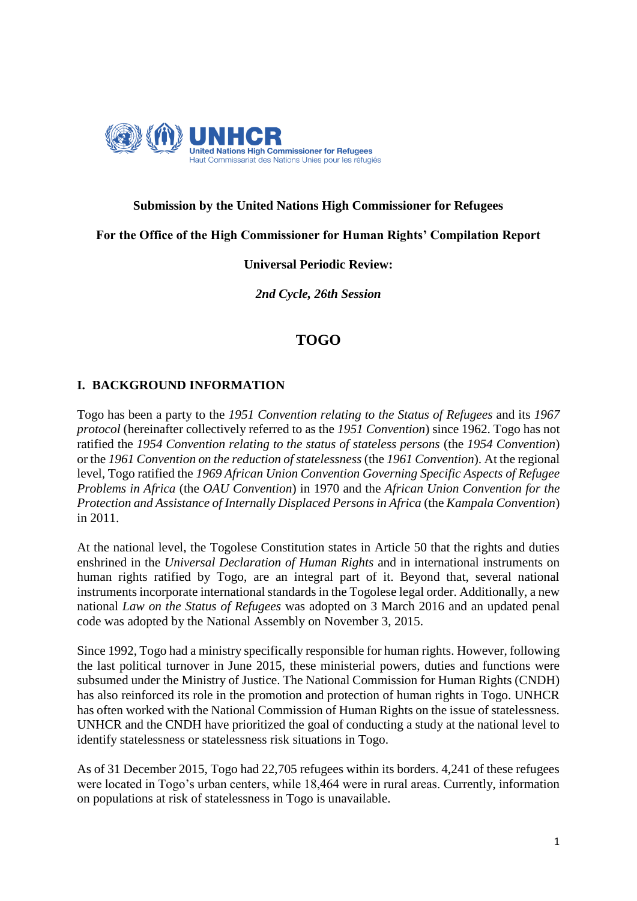**Submission by the United Nations High Commissioner for Refugees**

**For the Office of the High Commissioner for Human Rights' Compilation Report**

**Universal Periodic Review:**

***2nd Cycle, 26th Session***

# TOGO

## I. BACKGROUND INFORMATION

Togo has been a party to the *1951 Convention relating to the Status of Refugees* and its *1967 protocol* (hereinafter collectively referred to as the *1951 Convention*) since 1962. Togo has not ratified the *1954 Convention relating to the status of stateless persons* (the *1954 Convention*) or the *1961 Convention on the reduction of statelessness* (the *1961 Convention*). At the regional level, Togo ratified the *1969 African Union Convention Governing Specific Aspects of Refugee Problems in Africa* (the *OAU Convention*) in 1970 and the *African Union Convention for the Protection and Assistance of Internally Displaced Persons in Africa* (the *Kampala Convention*) in 2011.

At the national level, the Togolese Constitution states in Article 50 that the rights and duties enshrined in the *Universal Declaration of Human Rights* and in international instruments on human rights ratified by Togo, are an integral part of it. Beyond that, several national instruments incorporate international standards in the Togolese legal order. Additionally, a new national *Law on the Status of Refugees* was adopted on 3 March 2016 and an updated penal code was adopted by the National Assembly on November 3, 2015.

Since 1992, Togo had a ministry specifically responsible for human rights. However, following the last political turnover in June 2015, these ministerial powers, duties and functions were subsumed under the Ministry of Justice. The National Commission for Human Rights (CNDH) has also reinforced its role in the promotion and protection of human rights in Togo. UNHCR has often worked with the National Commission of Human Rights on the issue of statelessness. UNHCR and the CNDH have prioritized the goal of conducting a study at the national level to identify statelessness or statelessness risk situations in Togo.

As of 31 December 2015, Togo had 22,705 refugees within its borders. 4,241 of these refugees were located in Togo's urban centers, while 18,464 were in rural areas. Currently, information on populations at risk of statelessness in Togo is unavailable.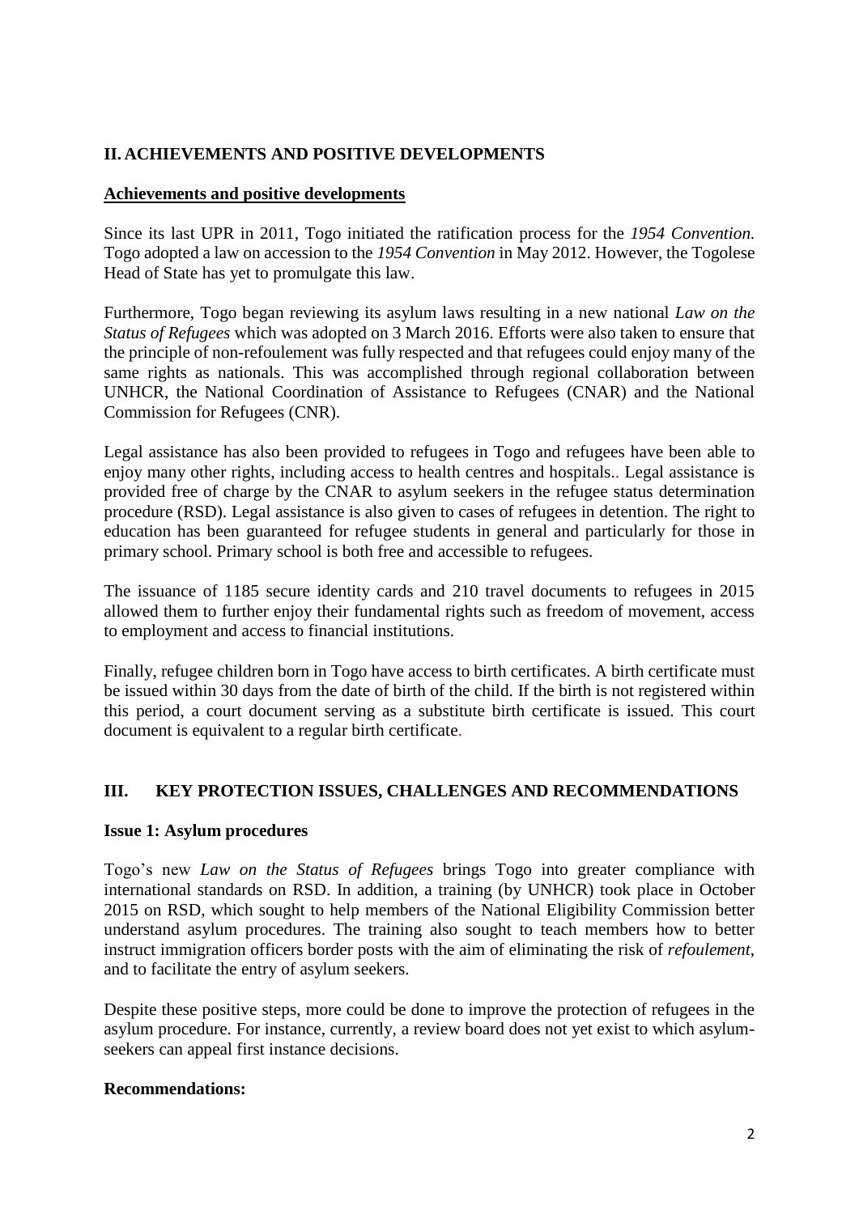## II. ACHIEVEMENTS AND POSITIVE DEVELOPMENTS

**Achievements and positive developments**

Since its last UPR in 2011, Togo initiated the ratification process for the *1954 Convention.* Togo adopted a law on accession to the *1954 Convention* in May 2012. However, the Togolese Head of State has yet to promulgate this law.

Furthermore, Togo began reviewing its asylum laws resulting in a new national *Law on the Status of Refugees* which was adopted on 3 March 2016. Efforts were also taken to ensure that the principle of non-refoulement was fully respected and that refugees could enjoy many of the same rights as nationals. This was accomplished through regional collaboration between UNHCR, the National Coordination of Assistance to Refugees (CNAR) and the National Commission for Refugees (CNR).

Legal assistance has also been provided to refugees in Togo and refugees have been able to enjoy many other rights, including access to health centres and hospitals.. Legal assistance is provided free of charge by the CNAR to asylum seekers in the refugee status determination procedure (RSD). Legal assistance is also given to cases of refugees in detention. The right to education has been guaranteed for refugee students in general and particularly for those in primary school. Primary school is both free and accessible to refugees.

The issuance of 1185 secure identity cards and 210 travel documents to refugees in 2015 allowed them to further enjoy their fundamental rights such as freedom of movement, access to employment and access to financial institutions.

Finally, refugee children born in Togo have access to birth certificates. A birth certificate must be issued within 30 days from the date of birth of the child. If the birth is not registered within this period, a court document serving as a substitute birth certificate is issued. This court document is equivalent to a regular birth certificate.

## III. KEY PROTECTION ISSUES, CHALLENGES AND RECOMMENDATIONS

**Issue 1: Asylum procedures**

Togo's new *Law on the Status of Refugees* brings Togo into greater compliance with international standards on RSD. In addition, a training (by UNHCR) took place in October 2015 on RSD, which sought to help members of the National Eligibility Commission better understand asylum procedures. The training also sought to teach members how to better instruct immigration officers border posts with the aim of eliminating the risk of *refoulement*, and to facilitate the entry of asylum seekers.

Despite these positive steps, more could be done to improve the protection of refugees in the asylum procedure. For instance, currently, a review board does not yet exist to which asylum-seekers can appeal first instance decisions.

**Recommendations:**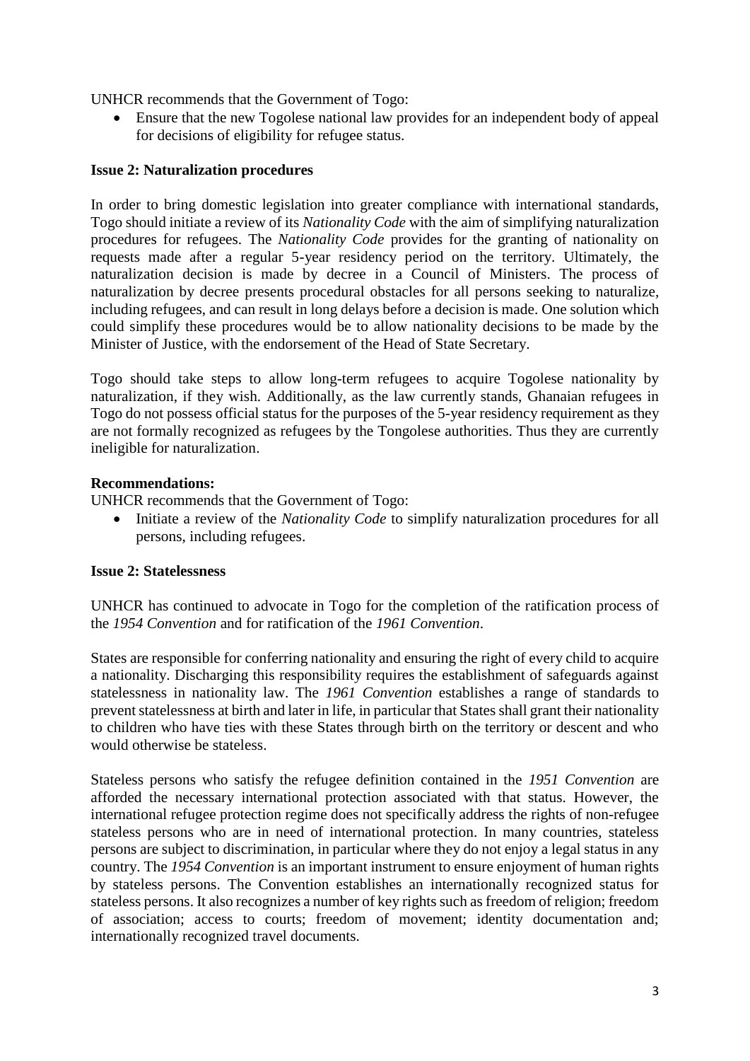UNHCR recommends that the Government of Togo:

- Ensure that the new Togolese national law provides for an independent body of appeal for decisions of eligibility for refugee status.

**Issue 2: Naturalization procedures**

In order to bring domestic legislation into greater compliance with international standards, Togo should initiate a review of its *Nationality Code* with the aim of simplifying naturalization procedures for refugees. The *Nationality Code* provides for the granting of nationality on requests made after a regular 5-year residency period on the territory. Ultimately, the naturalization decision is made by decree in a Council of Ministers. The process of naturalization by decree presents procedural obstacles for all persons seeking to naturalize, including refugees, and can result in long delays before a decision is made. One solution which could simplify these procedures would be to allow nationality decisions to be made by the Minister of Justice, with the endorsement of the Head of State Secretary.

Togo should take steps to allow long-term refugees to acquire Togolese nationality by naturalization, if they wish. Additionally, as the law currently stands, Ghanaian refugees in Togo do not possess official status for the purposes of the 5-year residency requirement as they are not formally recognized as refugees by the Tongolese authorities. Thus they are currently ineligible for naturalization.

**Recommendations:**

UNHCR recommends that the Government of Togo:

- Initiate a review of the *Nationality Code* to simplify naturalization procedures for all persons, including refugees.

**Issue 2: Statelessness**

UNHCR has continued to advocate in Togo for the completion of the ratification process of the *1954 Convention* and for ratification of the *1961 Convention*.

States are responsible for conferring nationality and ensuring the right of every child to acquire a nationality. Discharging this responsibility requires the establishment of safeguards against statelessness in nationality law. The *1961 Convention* establishes a range of standards to prevent statelessness at birth and later in life, in particular that States shall grant their nationality to children who have ties with these States through birth on the territory or descent and who would otherwise be stateless.

Stateless persons who satisfy the refugee definition contained in the *1951 Convention* are afforded the necessary international protection associated with that status. However, the international refugee protection regime does not specifically address the rights of non-refugee stateless persons who are in need of international protection. In many countries, stateless persons are subject to discrimination, in particular where they do not enjoy a legal status in any country. The *1954 Convention* is an important instrument to ensure enjoyment of human rights by stateless persons. The Convention establishes an internationally recognized status for stateless persons. It also recognizes a number of key rights such as freedom of religion; freedom of association; access to courts; freedom of movement; identity documentation and; internationally recognized travel documents.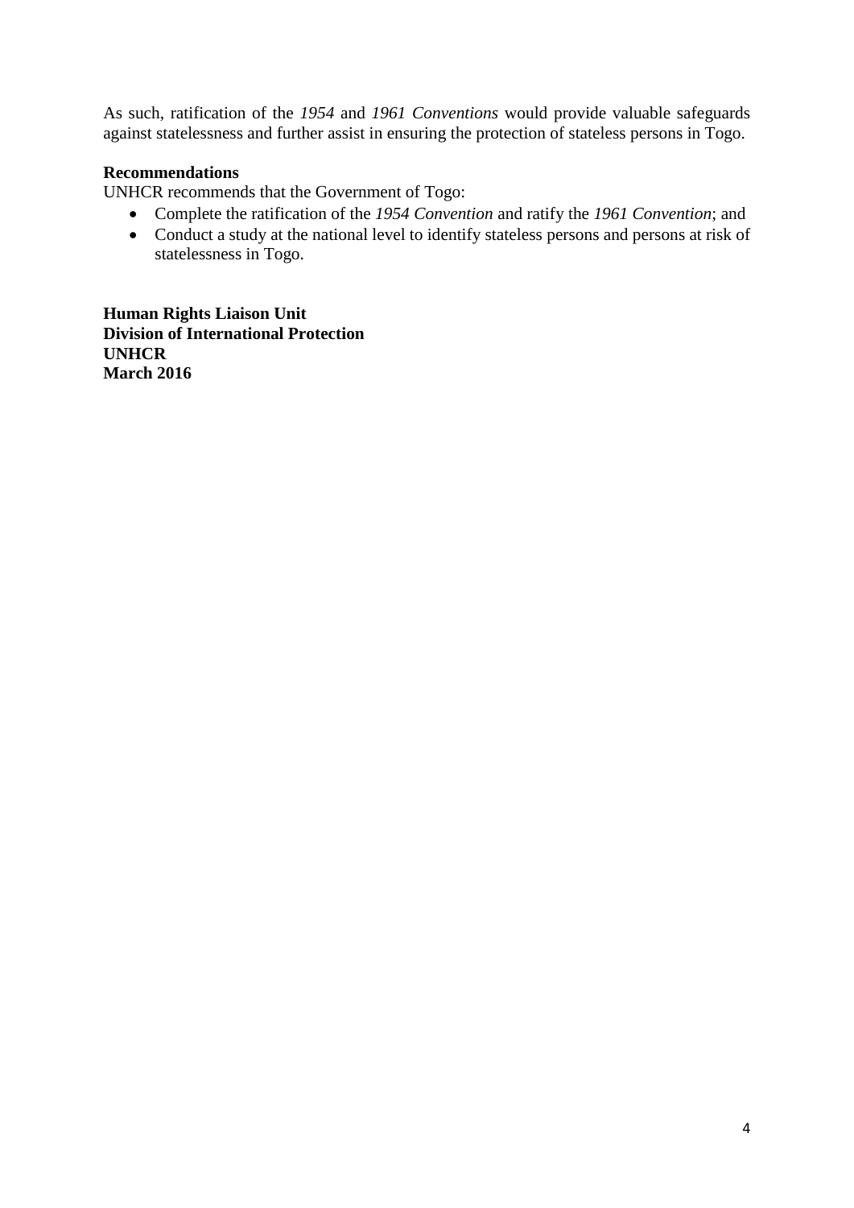As such, ratification of the *1954* and *1961 Conventions* would provide valuable safeguards against statelessness and further assist in ensuring the protection of stateless persons in Togo.

**Recommendations**

UNHCR recommends that the Government of Togo:

- Complete the ratification of the *1954 Convention* and ratify the *1961 Convention*; and
- Conduct a study at the national level to identify stateless persons and persons at risk of statelessness in Togo.

**Human Rights Liaison Unit**
**Division of International Protection**
**UNHCR**
**March 2016**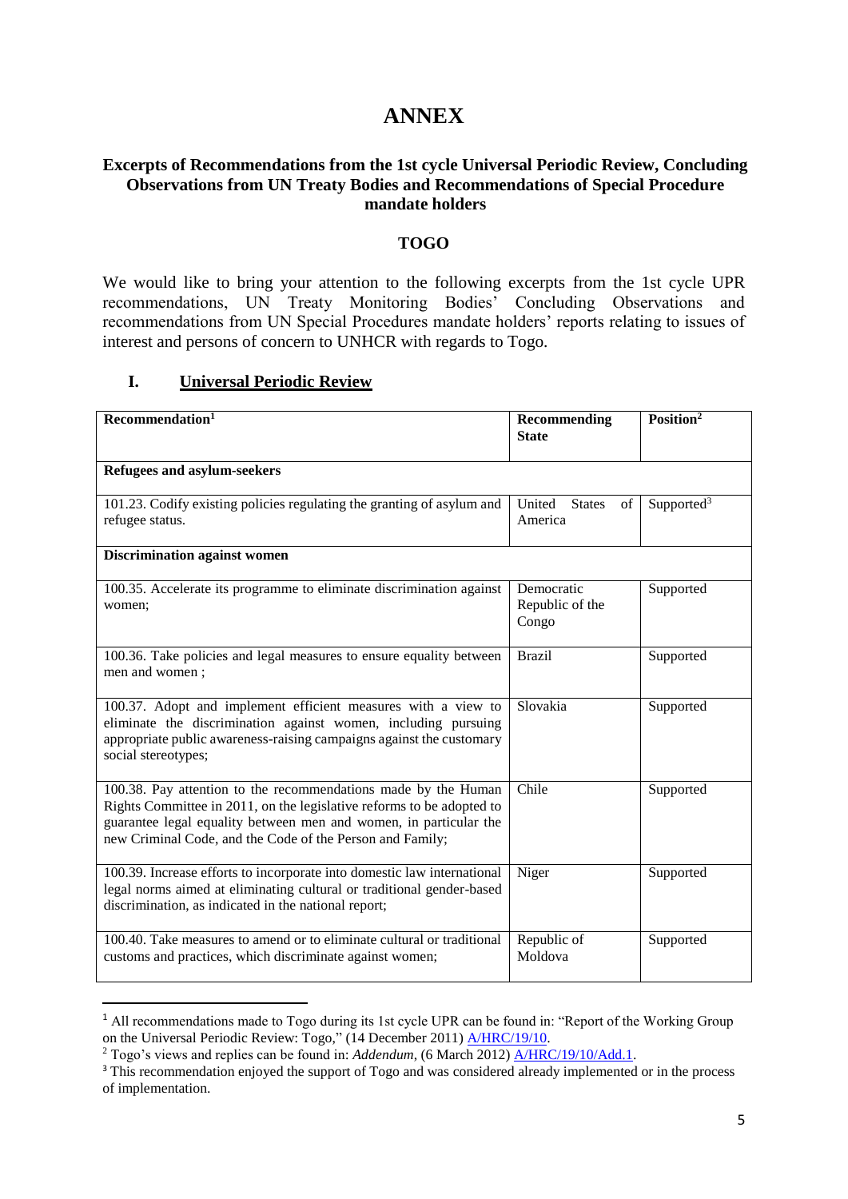# ANNEX

### Excerpts of Recommendations from the 1st cycle Universal Periodic Review, Concluding Observations from UN Treaty Bodies and Recommendations of Special Procedure mandate holders

### TOGO

We would like to bring your attention to the following excerpts from the 1st cycle UPR recommendations, UN Treaty Monitoring Bodies' Concluding Observations and recommendations from UN Special Procedures mandate holders' reports relating to issues of interest and persons of concern to UNHCR with regards to Togo.

## I. Universal Periodic Review

| Recommendation[1] | Recommending State | Position[2] |
|---|---|---|
| **Refugees and asylum-seekers** | | |
| 101.23. Codify existing policies regulating the granting of asylum and refugee status. | United States of America | Supported[3] |
| **Discrimination against women** | | |
| 100.35. Accelerate its programme to eliminate discrimination against women; | Democratic Republic of the Congo | Supported |
| 100.36. Take policies and legal measures to ensure equality between men and women ; | Brazil | Supported |
| 100.37. Adopt and implement efficient measures with a view to eliminate the discrimination against women, including pursuing appropriate public awareness-raising campaigns against the customary social stereotypes; | Slovakia | Supported |
| 100.38. Pay attention to the recommendations made by the Human Rights Committee in 2011, on the legislative reforms to be adopted to guarantee legal equality between men and women, in particular the new Criminal Code, and the Code of the Person and Family; | Chile | Supported |
| 100.39. Increase efforts to incorporate into domestic law international legal norms aimed at eliminating cultural or traditional gender-based discrimination, as indicated in the national report; | Niger | Supported |
| 100.40. Take measures to amend or to eliminate cultural or traditional customs and practices, which discriminate against women; | Republic of Moldova | Supported |

[1] All recommendations made to Togo during its 1st cycle UPR can be found in: "Report of the Working Group on the Universal Periodic Review: Togo," (14 December 2011) A/HRC/19/10.

[2] Togo's views and replies can be found in: *Addendum*, (6 March 2012) A/HRC/19/10/Add.1.

[3] This recommendation enjoyed the support of Togo and was considered already implemented or in the process of implementation.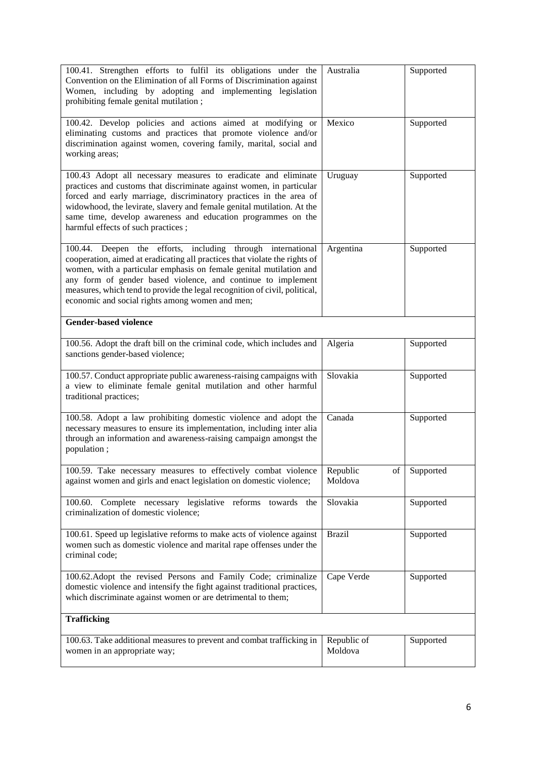| | | |
|---|---|---|
| 100.41. Strengthen efforts to fulfil its obligations under the Convention on the Elimination of all Forms of Discrimination against Women, including by adopting and implementing legislation prohibiting female genital mutilation ; | Australia | Supported |
| 100.42. Develop policies and actions aimed at modifying or eliminating customs and practices that promote violence and/or discrimination against women, covering family, marital, social and working areas; | Mexico | Supported |
| 100.43 Adopt all necessary measures to eradicate and eliminate practices and customs that discriminate against women, in particular forced and early marriage, discriminatory practices in the area of widowhood, the levirate, slavery and female genital mutilation. At the same time, develop awareness and education programmes on the harmful effects of such practices ; | Uruguay | Supported |
| 100.44. Deepen the efforts, including through international cooperation, aimed at eradicating all practices that violate the rights of women, with a particular emphasis on female genital mutilation and any form of gender based violence, and continue to implement measures, which tend to provide the legal recognition of civil, political, economic and social rights among women and men; | Argentina | Supported |
| **Gender-based violence** | | |
| 100.56. Adopt the draft bill on the criminal code, which includes and sanctions gender-based violence; | Algeria | Supported |
| 100.57. Conduct appropriate public awareness-raising campaigns with a view to eliminate female genital mutilation and other harmful traditional practices; | Slovakia | Supported |
| 100.58. Adopt a law prohibiting domestic violence and adopt the necessary measures to ensure its implementation, including inter alia through an information and awareness-raising campaign amongst the population ; | Canada | Supported |
| 100.59. Take necessary measures to effectively combat violence against women and girls and enact legislation on domestic violence; | Republic of Moldova | Supported |
| 100.60. Complete necessary legislative reforms towards the criminalization of domestic violence; | Slovakia | Supported |
| 100.61. Speed up legislative reforms to make acts of violence against women such as domestic violence and marital rape offenses under the criminal code; | Brazil | Supported |
| 100.62.Adopt the revised Persons and Family Code; criminalize domestic violence and intensify the fight against traditional practices, which discriminate against women or are detrimental to them; | Cape Verde | Supported |
| **Trafficking** | | |
| 100.63. Take additional measures to prevent and combat trafficking in women in an appropriate way; | Republic of Moldova | Supported |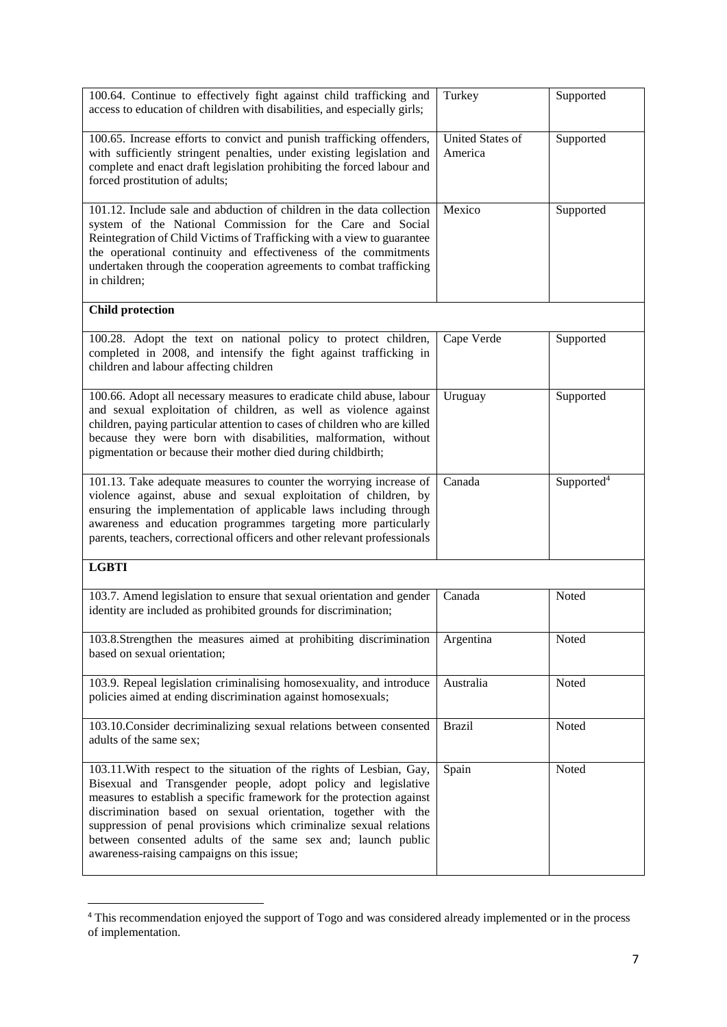| | | |
|---|---|---|
| 100.64. Continue to effectively fight against child trafficking and access to education of children with disabilities, and especially girls; | Turkey | Supported |
| 100.65. Increase efforts to convict and punish trafficking offenders, with sufficiently stringent penalties, under existing legislation and complete and enact draft legislation prohibiting the forced labour and forced prostitution of adults; | United States of America | Supported |
| 101.12. Include sale and abduction of children in the data collection system of the National Commission for the Care and Social Reintegration of Child Victims of Trafficking with a view to guarantee the operational continuity and effectiveness of the commitments undertaken through the cooperation agreements to combat trafficking in children; | Mexico | Supported |
| **Child protection** | | |
| 100.28. Adopt the text on national policy to protect children, completed in 2008, and intensify the fight against trafficking in children and labour affecting children | Cape Verde | Supported |
| 100.66. Adopt all necessary measures to eradicate child abuse, labour and sexual exploitation of children, as well as violence against children, paying particular attention to cases of children who are killed because they were born with disabilities, malformation, without pigmentation or because their mother died during childbirth; | Uruguay | Supported |
| 101.13. Take adequate measures to counter the worrying increase of violence against, abuse and sexual exploitation of children, by ensuring the implementation of applicable laws including through awareness and education programmes targeting more particularly parents, teachers, correctional officers and other relevant professionals | Canada | Supported[4] |
| **LGBTI** | | |
| 103.7. Amend legislation to ensure that sexual orientation and gender identity are included as prohibited grounds for discrimination; | Canada | Noted |
| 103.8.Strengthen the measures aimed at prohibiting discrimination based on sexual orientation; | Argentina | Noted |
| 103.9. Repeal legislation criminalising homosexuality, and introduce policies aimed at ending discrimination against homosexuals; | Australia | Noted |
| 103.10.Consider decriminalizing sexual relations between consented adults of the same sex; | Brazil | Noted |
| 103.11.With respect to the situation of the rights of Lesbian, Gay, Bisexual and Transgender people, adopt policy and legislative measures to establish a specific framework for the protection against discrimination based on sexual orientation, together with the suppression of penal provisions which criminalize sexual relations between consented adults of the same sex and; launch public awareness-raising campaigns on this issue; | Spain | Noted |

[4] This recommendation enjoyed the support of Togo and was considered already implemented or in the process of implementation.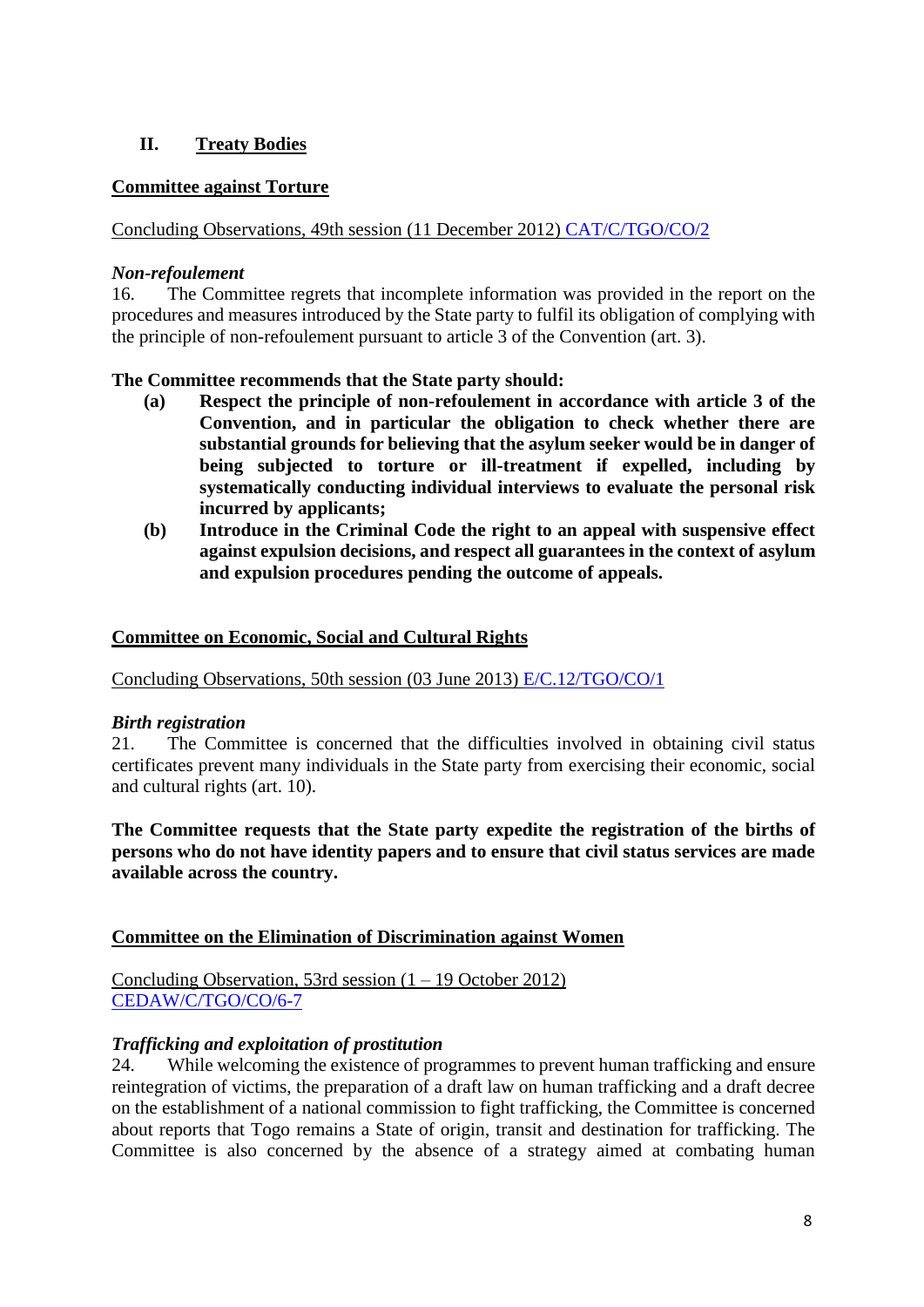## II. Treaty Bodies

### Committee against Torture

Concluding Observations, 49th session (11 December 2012) CAT/C/TGO/CO/2

*Non-refoulement*

16. The Committee regrets that incomplete information was provided in the report on the procedures and measures introduced by the State party to fulfil its obligation of complying with the principle of non-refoulement pursuant to article 3 of the Convention (art. 3).

**The Committee recommends that the State party should:**

- **(a) Respect the principle of non-refoulement in accordance with article 3 of the Convention, and in particular the obligation to check whether there are substantial grounds for believing that the asylum seeker would be in danger of being subjected to torture or ill-treatment if expelled, including by systematically conducting individual interviews to evaluate the personal risk incurred by applicants;**
- **(b) Introduce in the Criminal Code the right to an appeal with suspensive effect against expulsion decisions, and respect all guarantees in the context of asylum and expulsion procedures pending the outcome of appeals.**

### Committee on Economic, Social and Cultural Rights

Concluding Observations, 50th session (03 June 2013) E/C.12/TGO/CO/1

*Birth registration*

21. The Committee is concerned that the difficulties involved in obtaining civil status certificates prevent many individuals in the State party from exercising their economic, social and cultural rights (art. 10).

**The Committee requests that the State party expedite the registration of the births of persons who do not have identity papers and to ensure that civil status services are made available across the country.**

### Committee on the Elimination of Discrimination against Women

Concluding Observation, 53rd session (1 – 19 October 2012) CEDAW/C/TGO/CO/6-7

*Trafficking and exploitation of prostitution*

24. While welcoming the existence of programmes to prevent human trafficking and ensure reintegration of victims, the preparation of a draft law on human trafficking and a draft decree on the establishment of a national commission to fight trafficking, the Committee is concerned about reports that Togo remains a State of origin, transit and destination for trafficking. The Committee is also concerned by the absence of a strategy aimed at combating human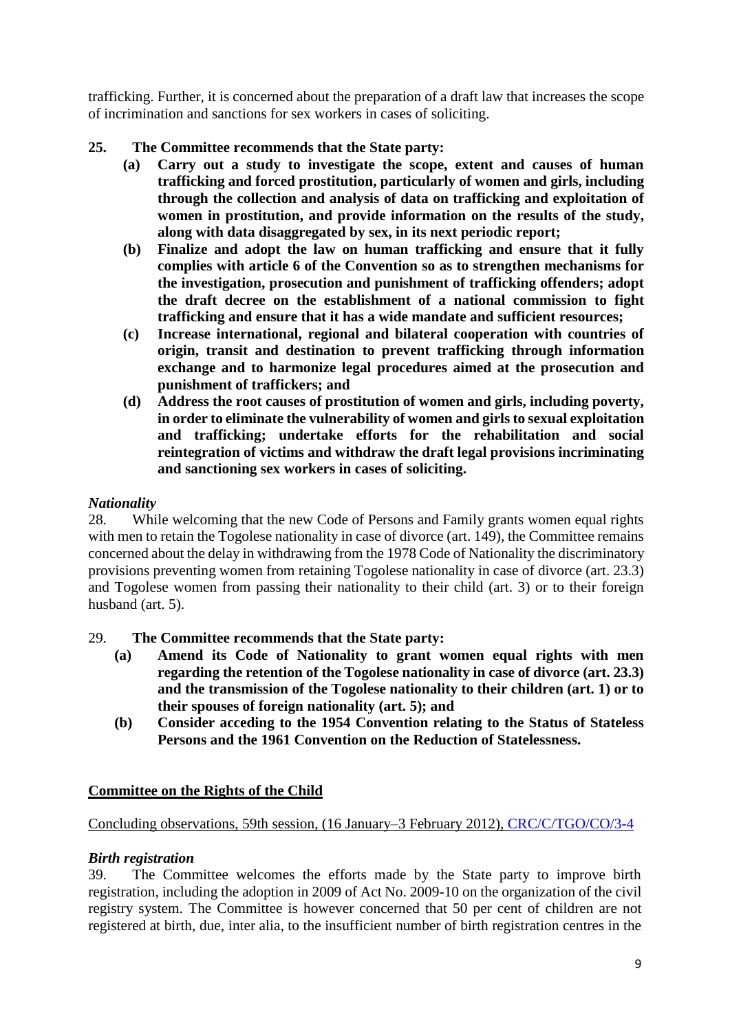trafficking. Further, it is concerned about the preparation of a draft law that increases the scope of incrimination and sanctions for sex workers in cases of soliciting.

25. **The Committee recommends that the State party:**

 **(a) Carry out a study to investigate the scope, extent and causes of human trafficking and forced prostitution, particularly of women and girls, including through the collection and analysis of data on trafficking and exploitation of women in prostitution, and provide information on the results of the study, along with data disaggregated by sex, in its next periodic report;**

 **(b) Finalize and adopt the law on human trafficking and ensure that it fully complies with article 6 of the Convention so as to strengthen mechanisms for the investigation, prosecution and punishment of trafficking offenders; adopt the draft decree on the establishment of a national commission to fight trafficking and ensure that it has a wide mandate and sufficient resources;**

 **(c) Increase international, regional and bilateral cooperation with countries of origin, transit and destination to prevent trafficking through information exchange and to harmonize legal procedures aimed at the prosecution and punishment of traffickers; and**

 **(d) Address the root causes of prostitution of women and girls, including poverty, in order to eliminate the vulnerability of women and girls to sexual exploitation and trafficking; undertake efforts for the rehabilitation and social reintegration of victims and withdraw the draft legal provisions incriminating and sanctioning sex workers in cases of soliciting.**

***Nationality***

28. While welcoming that the new Code of Persons and Family grants women equal rights with men to retain the Togolese nationality in case of divorce (art. 149), the Committee remains concerned about the delay in withdrawing from the 1978 Code of Nationality the discriminatory provisions preventing women from retaining Togolese nationality in case of divorce (art. 23.3) and Togolese women from passing their nationality to their child (art. 3) or to their foreign husband (art. 5).

29. **The Committee recommends that the State party:**

 **(a) Amend its Code of Nationality to grant women equal rights with men regarding the retention of the Togolese nationality in case of divorce (art. 23.3) and the transmission of the Togolese nationality to their children (art. 1) or to their spouses of foreign nationality (art. 5); and**

 **(b) Consider acceding to the 1954 Convention relating to the Status of Stateless Persons and the 1961 Convention on the Reduction of Statelessness.**

**Committee on the Rights of the Child**

Concluding observations, 59th session, (16 January–3 February 2012), CRC/C/TGO/CO/3-4

***Birth registration***

39. The Committee welcomes the efforts made by the State party to improve birth registration, including the adoption in 2009 of Act No. 2009-10 on the organization of the civil registry system. The Committee is however concerned that 50 per cent of children are not registered at birth, due, inter alia, to the insufficient number of birth registration centres in the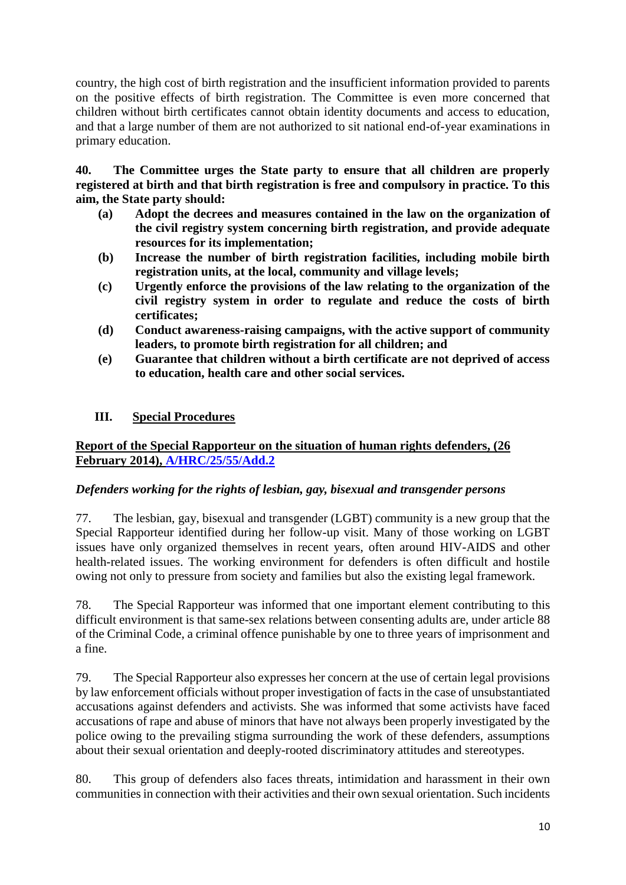country, the high cost of birth registration and the insufficient information provided to parents on the positive effects of birth registration. The Committee is even more concerned that children without birth certificates cannot obtain identity documents and access to education, and that a large number of them are not authorized to sit national end-of-year examinations in primary education.

**40. The Committee urges the State party to ensure that all children are properly registered at birth and that birth registration is free and compulsory in practice. To this aim, the State party should:**

- **(a) Adopt the decrees and measures contained in the law on the organization of the civil registry system concerning birth registration, and provide adequate resources for its implementation;**
- **(b) Increase the number of birth registration facilities, including mobile birth registration units, at the local, community and village levels;**
- **(c) Urgently enforce the provisions of the law relating to the organization of the civil registry system in order to regulate and reduce the costs of birth certificates;**
- **(d) Conduct awareness-raising campaigns, with the active support of community leaders, to promote birth registration for all children; and**
- **(e) Guarantee that children without a birth certificate are not deprived of access to education, health care and other social services.**

## III. Special Procedures

### Report of the Special Rapporteur on the situation of human rights defenders, (26 February 2014), A/HRC/25/55/Add.2

*Defenders working for the rights of lesbian, gay, bisexual and transgender persons*

77. The lesbian, gay, bisexual and transgender (LGBT) community is a new group that the Special Rapporteur identified during her follow-up visit. Many of those working on LGBT issues have only organized themselves in recent years, often around HIV-AIDS and other health-related issues. The working environment for defenders is often difficult and hostile owing not only to pressure from society and families but also the existing legal framework.

78. The Special Rapporteur was informed that one important element contributing to this difficult environment is that same-sex relations between consenting adults are, under article 88 of the Criminal Code, a criminal offence punishable by one to three years of imprisonment and a fine.

79. The Special Rapporteur also expresses her concern at the use of certain legal provisions by law enforcement officials without proper investigation of facts in the case of unsubstantiated accusations against defenders and activists. She was informed that some activists have faced accusations of rape and abuse of minors that have not always been properly investigated by the police owing to the prevailing stigma surrounding the work of these defenders, assumptions about their sexual orientation and deeply-rooted discriminatory attitudes and stereotypes.

80. This group of defenders also faces threats, intimidation and harassment in their own communities in connection with their activities and their own sexual orientation. Such incidents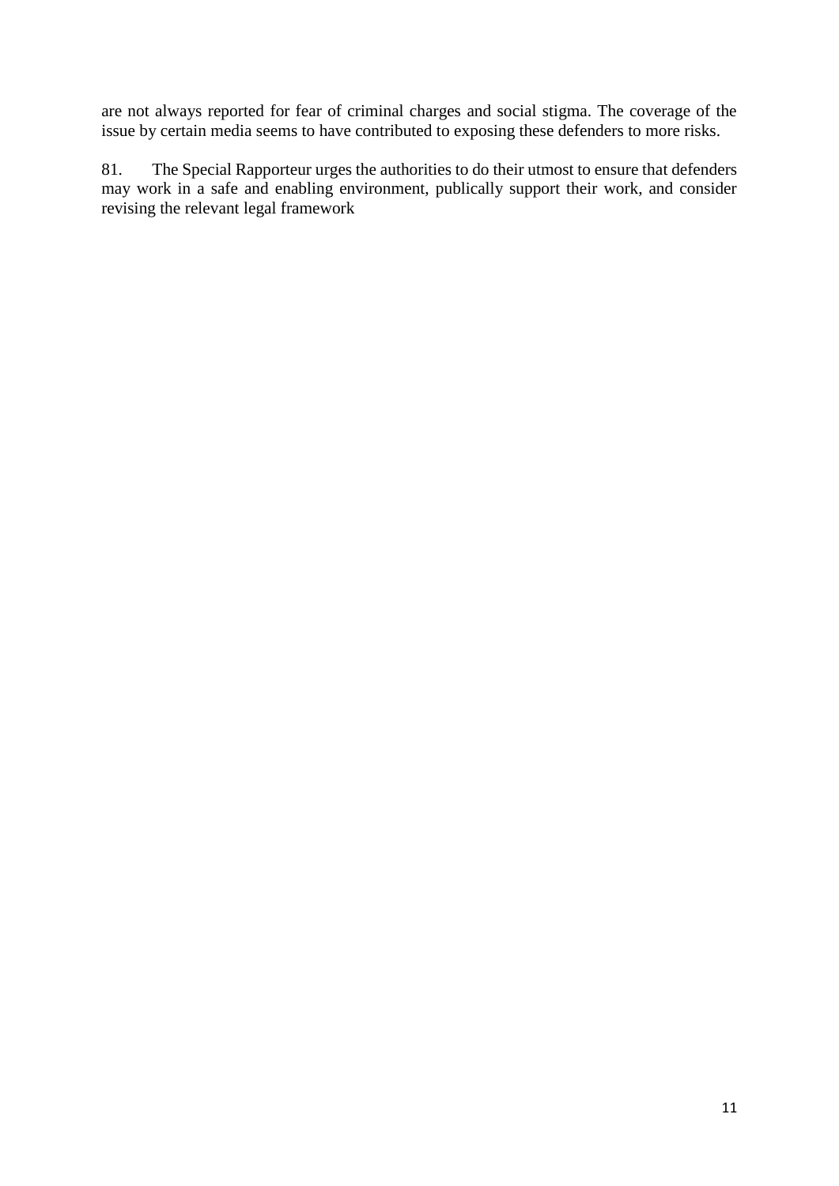are not always reported for fear of criminal charges and social stigma. The coverage of the issue by certain media seems to have contributed to exposing these defenders to more risks.

81. The Special Rapporteur urges the authorities to do their utmost to ensure that defenders may work in a safe and enabling environment, publically support their work, and consider revising the relevant legal framework